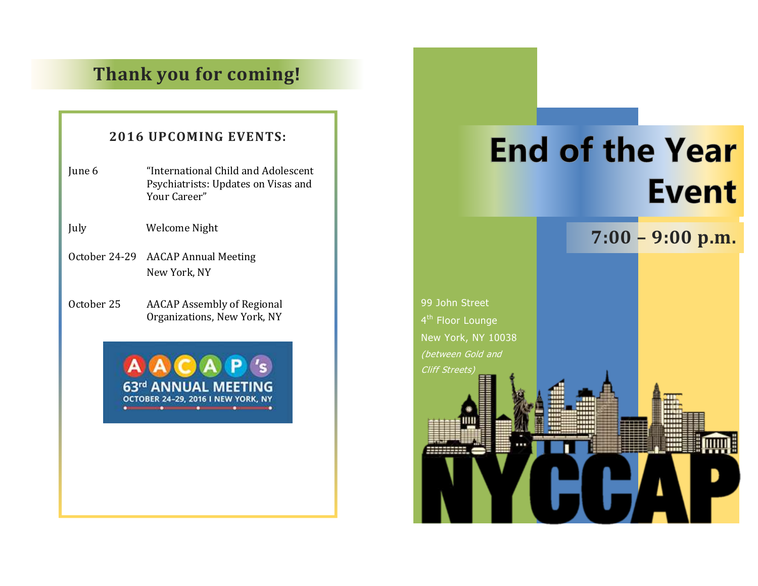## Thank you for coming!

### 2016 UPCOMING EVENTS:

| | |
|---|---|
| June 6 | "International Child and Adolescent Psychiatrists: Updates on Visas and Your Career" |
| July | Welcome Night |
| October 24-29 | AACAP Annual Meeting New York, NY |
| October 25 | AACAP Assembly of Regional Organizations, New York, NY |

AACAP's 63rd ANNUAL MEETING
OCTOBER 24-29, 2016 I NEW YORK, NY

# End of the Year Event

## 7:00 – 9:00 p.m.

99 John Street
4th Floor Lounge
New York, NY 10038
*(between Gold and Cliff Streets)*

NYCCAP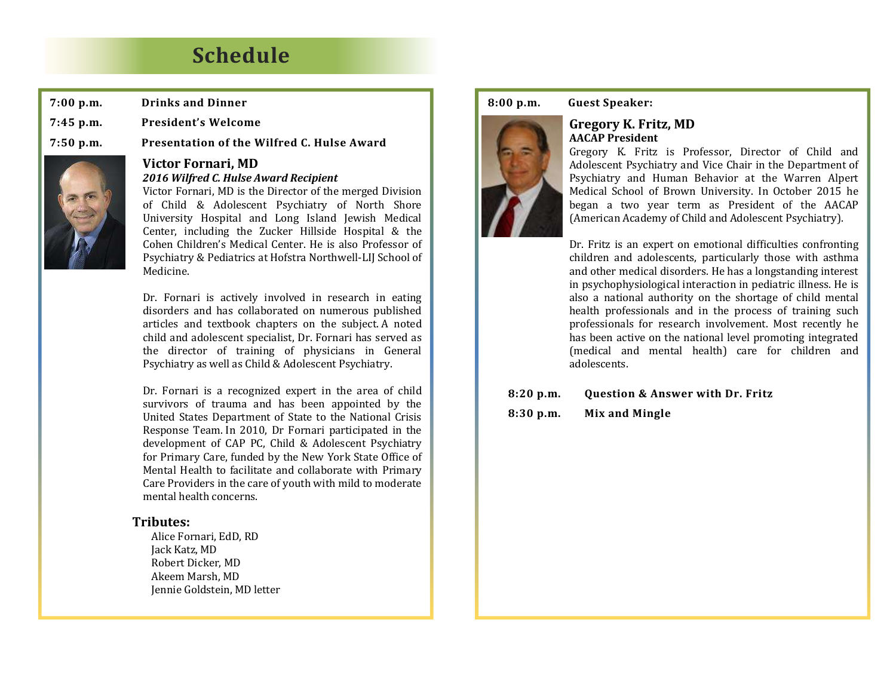# Schedule

**7:00 p.m.** **Drinks and Dinner**

**7:45 p.m.** **President's Welcome**

**7:50 p.m.** **Presentation of the Wilfred C. Hulse Award**

## Victor Fornari, MD

***2016 Wilfred C. Hulse Award Recipient***

Victor Fornari, MD is the Director of the merged Division of Child & Adolescent Psychiatry of North Shore University Hospital and Long Island Jewish Medical Center, including the Zucker Hillside Hospital & the Cohen Children's Medical Center. He is also Professor of Psychiatry & Pediatrics at Hofstra Northwell-LIJ School of Medicine.

Dr. Fornari is actively involved in research in eating disorders and has collaborated on numerous published articles and textbook chapters on the subject. A noted child and adolescent specialist, Dr. Fornari has served as the director of training of physicians in General Psychiatry as well as Child & Adolescent Psychiatry.

Dr. Fornari is a recognized expert in the area of child survivors of trauma and has been appointed by the United States Department of State to the National Crisis Response Team. In 2010, Dr Fornari participated in the development of CAP PC, Child & Adolescent Psychiatry for Primary Care, funded by the New York State Office of Mental Health to facilitate and collaborate with Primary Care Providers in the care of youth with mild to moderate mental health concerns.

### Tributes:

Alice Fornari, EdD, RD
Jack Katz, MD
Robert Dicker, MD
Akeem Marsh, MD
Jennie Goldstein, MD letter

**8:00 p.m.** **Guest Speaker:**

## Gregory K. Fritz, MD

**AACAP President**

Gregory K. Fritz is Professor, Director of Child and Adolescent Psychiatry and Vice Chair in the Department of Psychiatry and Human Behavior at the Warren Alpert Medical School of Brown University. In October 2015 he began a two year term as President of the AACAP (American Academy of Child and Adolescent Psychiatry).

Dr. Fritz is an expert on emotional difficulties confronting children and adolescents, particularly those with asthma and other medical disorders. He has a longstanding interest in psychophysiological interaction in pediatric illness. He is also a national authority on the shortage of child mental health professionals and in the process of training such professionals for research involvement. Most recently he has been active on the national level promoting integrated (medical and mental health) care for children and adolescents.

**8:20 p.m.** **Question & Answer with Dr. Fritz**

**8:30 p.m.** **Mix and Mingle**